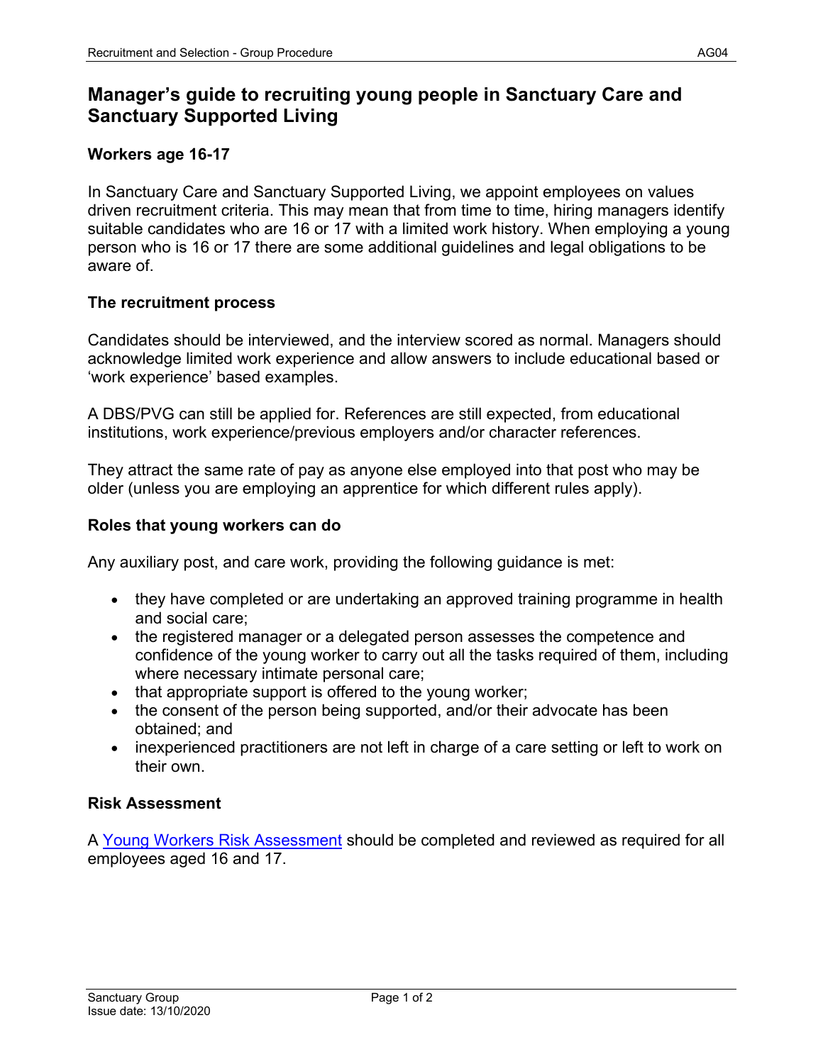# Manager's guide to recruiting young people in Sanctuary Care and Sanctuary Supported Living

## Workers age 16-17

In Sanctuary Care and Sanctuary Supported Living, we appoint employees on values driven recruitment criteria. This may mean that from time to time, hiring managers identify suitable candidates who are 16 or 17 with a limited work history. When employing a young person who is 16 or 17 there are some additional guidelines and legal obligations to be aware of.

## The recruitment process

Candidates should be interviewed, and the interview scored as normal. Managers should acknowledge limited work experience and allow answers to include educational based or 'work experience' based examples.

A DBS/PVG can still be applied for. References are still expected, from educational institutions, work experience/previous employers and/or character references.

They attract the same rate of pay as anyone else employed into that post who may be older (unless you are employing an apprentice for which different rules apply).

## Roles that young workers can do

Any auxiliary post, and care work, providing the following guidance is met:

- they have completed or are undertaking an approved training programme in health and social care;
- the registered manager or a delegated person assesses the competence and confidence of the young worker to carry out all the tasks required of them, including where necessary intimate personal care;
- that appropriate support is offered to the young worker;
- the consent of the person being supported, and/or their advocate has been obtained; and
- inexperienced practitioners are not left in charge of a care setting or left to work on their own.

## Risk Assessment

A Young Workers Risk Assessment should be completed and reviewed as required for all employees aged 16 and 17.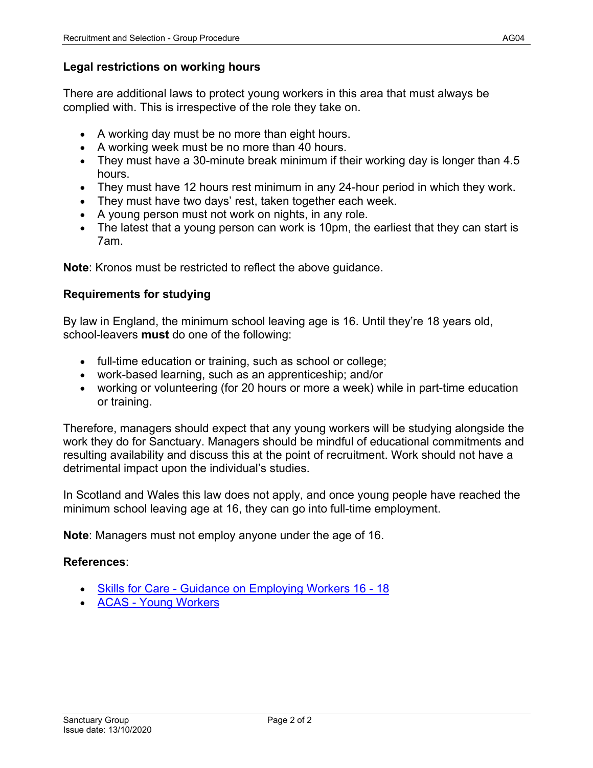**Legal restrictions on working hours**

There are additional laws to protect young workers in this area that must always be complied with. This is irrespective of the role they take on.

- A working day must be no more than eight hours.
- A working week must be no more than 40 hours.
- They must have a 30-minute break minimum if their working day is longer than 4.5 hours.
- They must have 12 hours rest minimum in any 24-hour period in which they work.
- They must have two days' rest, taken together each week.
- A young person must not work on nights, in any role.
- The latest that a young person can work is 10pm, the earliest that they can start is 7am.

**Note**: Kronos must be restricted to reflect the above guidance.

**Requirements for studying**

By law in England, the minimum school leaving age is 16. Until they're 18 years old, school-leavers **must** do one of the following:

- full-time education or training, such as school or college;
- work-based learning, such as an apprenticeship; and/or
- working or volunteering (for 20 hours or more a week) while in part-time education or training.

Therefore, managers should expect that any young workers will be studying alongside the work they do for Sanctuary. Managers should be mindful of educational commitments and resulting availability and discuss this at the point of recruitment. Work should not have a detrimental impact upon the individual's studies.

In Scotland and Wales this law does not apply, and once young people have reached the minimum school leaving age at 16, they can go into full-time employment.

**Note**: Managers must not employ anyone under the age of 16.

**References**:

- Skills for Care - Guidance on Employing Workers 16 - 18
- ACAS - Young Workers